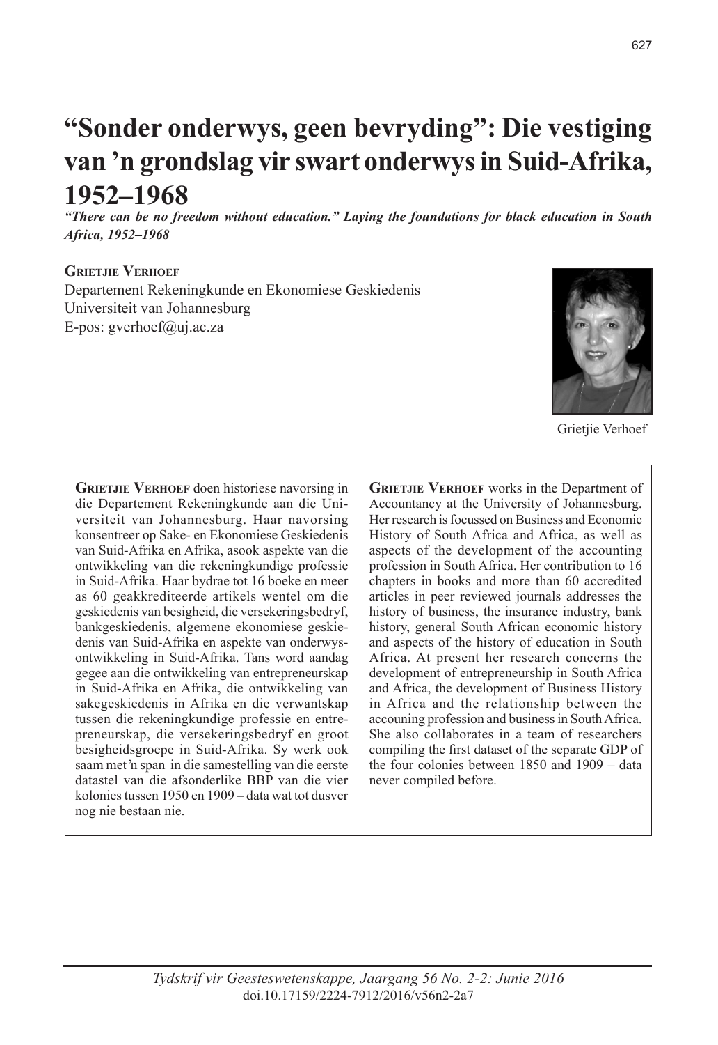# "Sonder onderwys, geen bevryding": Die vestiging van 'n grondslag vir swart onderwys in Suid-Afrika, 1952–1968

***"There can be no freedom without education." Laying the foundations for black education in South Africa, 1952–1968***

**Grietjie Verhoef**
Departement Rekeningkunde en Ekonomiese Geskiedenis
Universiteit van Johannesburg
E-pos: gverhoef@uj.ac.za

Grietjie Verhoef

**Grietjie Verhoef** doen historiese navorsing in die Departement Rekeningkunde aan die Universiteit van Johannesburg. Haar navorsing konsentreer op Sake- en Ekonomiese Geskiedenis van Suid-Afrika en Afrika, asook aspekte van die ontwikkeling van die rekeningkundige professie in Suid-Afrika. Haar bydrae tot 16 boeke en meer as 60 geakkrediteerde artikels wentel om die geskiedenis van besigheid, die versekeringsbedryf, bankgeskiedenis, algemene ekonomiese geskiedenis van Suid-Afrika en aspekte van onderwysontwikkeling in Suid-Afrika. Tans word aandag gegee aan die ontwikkeling van entrepreneurskap in Suid-Afrika en Afrika, die ontwikkeling van sakegeskiedenis in Afrika en die verwantskap tussen die rekeningkundige professie en entrepreneurskap, die versekeringsbedryf en groot besigheidsgroepe in Suid-Afrika. Sy werk ook saam met 'n span in die samestelling van die eerste datastel van die afsonderlike BBP van die vier kolonies tussen 1950 en 1909 – data wat tot dusver nog nie bestaan nie.

**Grietjie Verhoef** works in the Department of Accountancy at the University of Johannesburg. Her research is focussed on Business and Economic History of South Africa and Africa, as well as aspects of the development of the accounting profession in South Africa. Her contribution to 16 chapters in books and more than 60 accredited articles in peer reviewed journals addresses the history of business, the insurance industry, bank history, general South African economic history and aspects of the history of education in South Africa. At present her research concerns the development of entrepreneurship in South Africa and Africa, the development of Business History in Africa and the relationship between the accouning profession and business in South Africa. She also collaborates in a team of researchers compiling the first dataset of the separate GDP of the four colonies between 1850 and 1909 – data never compiled before.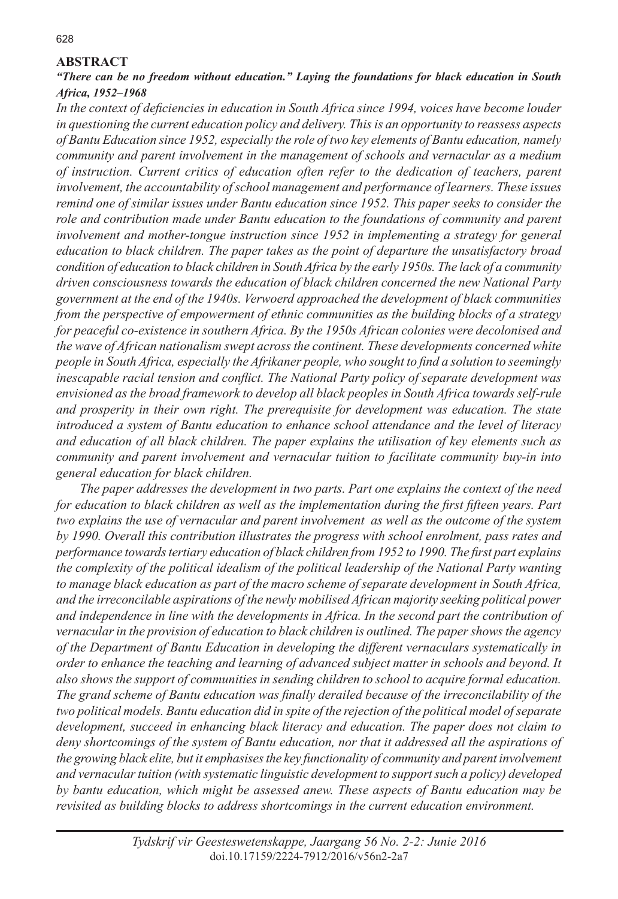## ABSTRACT

***"There can be no freedom without education." Laying the foundations for black education in South Africa, 1952–1968***

*In the context of deficiencies in education in South Africa since 1994, voices have become louder in questioning the current education policy and delivery. This is an opportunity to reassess aspects of Bantu Education since 1952, especially the role of two key elements of Bantu education, namely community and parent involvement in the management of schools and vernacular as a medium of instruction. Current critics of education often refer to the dedication of teachers, parent involvement, the accountability of school management and performance of learners. These issues remind one of similar issues under Bantu education since 1952. This paper seeks to consider the role and contribution made under Bantu education to the foundations of community and parent involvement and mother-tongue instruction since 1952 in implementing a strategy for general education to black children. The paper takes as the point of departure the unsatisfactory broad condition of education to black children in South Africa by the early 1950s. The lack of a community driven consciousness towards the education of black children concerned the new National Party government at the end of the 1940s. Verwoerd approached the development of black communities from the perspective of empowerment of ethnic communities as the building blocks of a strategy for peaceful co-existence in southern Africa. By the 1950s African colonies were decolonised and the wave of African nationalism swept across the continent. These developments concerned white people in South Africa, especially the Afrikaner people, who sought to find a solution to seemingly inescapable racial tension and conflict. The National Party policy of separate development was envisioned as the broad framework to develop all black peoples in South Africa towards self-rule and prosperity in their own right. The prerequisite for development was education. The state introduced a system of Bantu education to enhance school attendance and the level of literacy and education of all black children. The paper explains the utilisation of key elements such as community and parent involvement and vernacular tuition to facilitate community buy-in into general education for black children.*

*The paper addresses the development in two parts. Part one explains the context of the need for education to black children as well as the implementation during the first fifteen years. Part two explains the use of vernacular and parent involvement as well as the outcome of the system by 1990. Overall this contribution illustrates the progress with school enrolment, pass rates and performance towards tertiary education of black children from 1952 to 1990. The first part explains the complexity of the political idealism of the political leadership of the National Party wanting to manage black education as part of the macro scheme of separate development in South Africa, and the irreconcilable aspirations of the newly mobilised African majority seeking political power and independence in line with the developments in Africa. In the second part the contribution of vernacular in the provision of education to black children is outlined. The paper shows the agency of the Department of Bantu Education in developing the different vernaculars systematically in order to enhance the teaching and learning of advanced subject matter in schools and beyond. It also shows the support of communities in sending children to school to acquire formal education. The grand scheme of Bantu education was finally derailed because of the irreconcilability of the two political models. Bantu education did in spite of the rejection of the political model of separate development, succeed in enhancing black literacy and education. The paper does not claim to deny shortcomings of the system of Bantu education, nor that it addressed all the aspirations of the growing black elite, but it emphasises the key functionality of community and parent involvement and vernacular tuition (with systematic linguistic development to support such a policy) developed by bantu education, which might be assessed anew. These aspects of Bantu education may be revisited as building blocks to address shortcomings in the current education environment.*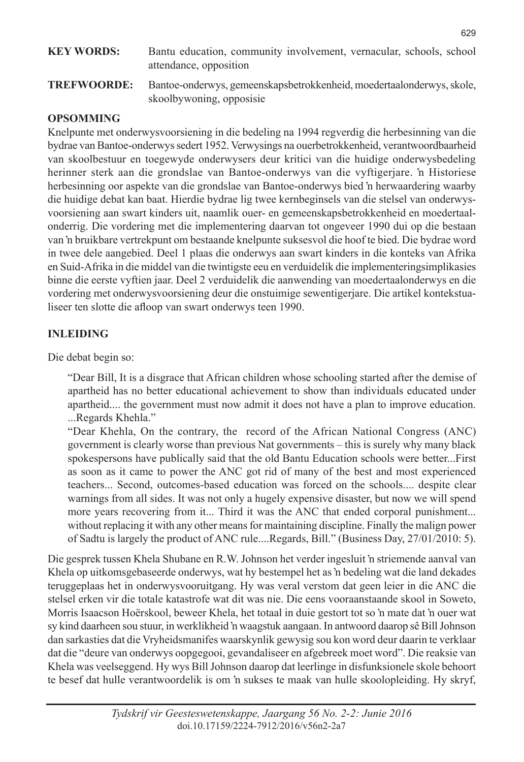**KEY WORDS:** Bantu education, community involvement, vernacular, schools, school attendance, opposition

**TREFWOORDE:** Bantoe-onderwys, gemeenskapsbetrokkenheid, moedertaalonderwys, skole, skoolbywoning, opposisie

**OPSOMMING**

Knelpunte met onderwysvoorsiening in die bedeling na 1994 regverdig die herbesinning van die bydrae van Bantoe-onderwys sedert 1952. Verwysings na ouerbetrokkenheid, verantwoordbaarheid van skoolbestuur en toegewyde onderwysers deur kritici van die huidige onderwysbedeling herinner sterk aan die grondslae van Bantoe-onderwys van die vyftigerjare. 'n Historiese herbesinning oor aspekte van die grondslae van Bantoe-onderwys bied 'n herwaardering waarby die huidige debat kan baat. Hierdie bydrae lig twee kernbeginsels van die stelsel van onderwysvoorsiening aan swart kinders uit, naamlik ouer- en gemeenskapsbetrokkenheid en moedertaalonderrig. Die vordering met die implementering daarvan tot ongeveer 1990 dui op die bestaan van 'n bruikbare vertrekpunt om bestaande knelpunte suksesvol die hoof te bied. Die bydrae word in twee dele aangebied. Deel 1 plaas die onderwys aan swart kinders in die konteks van Afrika en Suid-Afrika in die middel van die twintigste eeu en verduidelik die implementeringsimplikasies binne die eerste vyftien jaar. Deel 2 verduidelik die aanwending van moedertaalonderwys en die vordering met onderwysvoorsiening deur die onstuimige sewentigerjare. Die artikel kontekstualiseer ten slotte die afloop van swart onderwys teen 1990.

## INLEIDING

Die debat begin so:

> "Dear Bill, It is a disgrace that African children whose schooling started after the demise of apartheid has no better educational achievement to show than individuals educated under apartheid.... the government must now admit it does not have a plan to improve education. ...Regards Khehla."
>
> "Dear Khehla, On the contrary, the record of the African National Congress (ANC) government is clearly worse than previous Nat governments – this is surely why many black spokespersons have publically said that the old Bantu Education schools were better...First as soon as it came to power the ANC got rid of many of the best and most experienced teachers... Second, outcomes-based education was forced on the schools.... despite clear warnings from all sides. It was not only a hugely expensive disaster, but now we will spend more years recovering from it... Third it was the ANC that ended corporal punishment... without replacing it with any other means for maintaining discipline. Finally the malign power of Sadtu is largely the product of ANC rule....Regards, Bill." (Business Day, 27/01/2010: 5).

Die gesprek tussen Khela Shubane en R.W. Johnson het verder ingesluit 'n striemende aanval van Khela op uitkomsgebaseerde onderwys, wat hy bestempel het as 'n bedeling wat die land dekades teruggeplaas het in onderwysvooruitgang. Hy was veral verstom dat geen leier in die ANC die stelsel erken vir die totale katastrofe wat dit was nie. Die eens vooraanstaande skool in Soweto, Morris Isaacson Hoërskool, beweer Khela, het totaal in duie gestort tot so 'n mate dat 'n ouer wat sy kind daarheen sou stuur, in werklikheid 'n waagstuk aangaan. In antwoord daarop sê Bill Johnson dan sarkasties dat die Vryheidsmanifes waarskynlik gewysig sou kon word deur daarin te verklaar dat die "deure van onderwys oopgegooi, gevandaliseer en afgebreek moet word". Die reaksie van Khela was veelseggend. Hy wys Bill Johnson daarop dat leerlinge in disfunksionele skole behoort te besef dat hulle verantwoordelik is om 'n sukses te maak van hulle skoolopleiding. Hy skryf,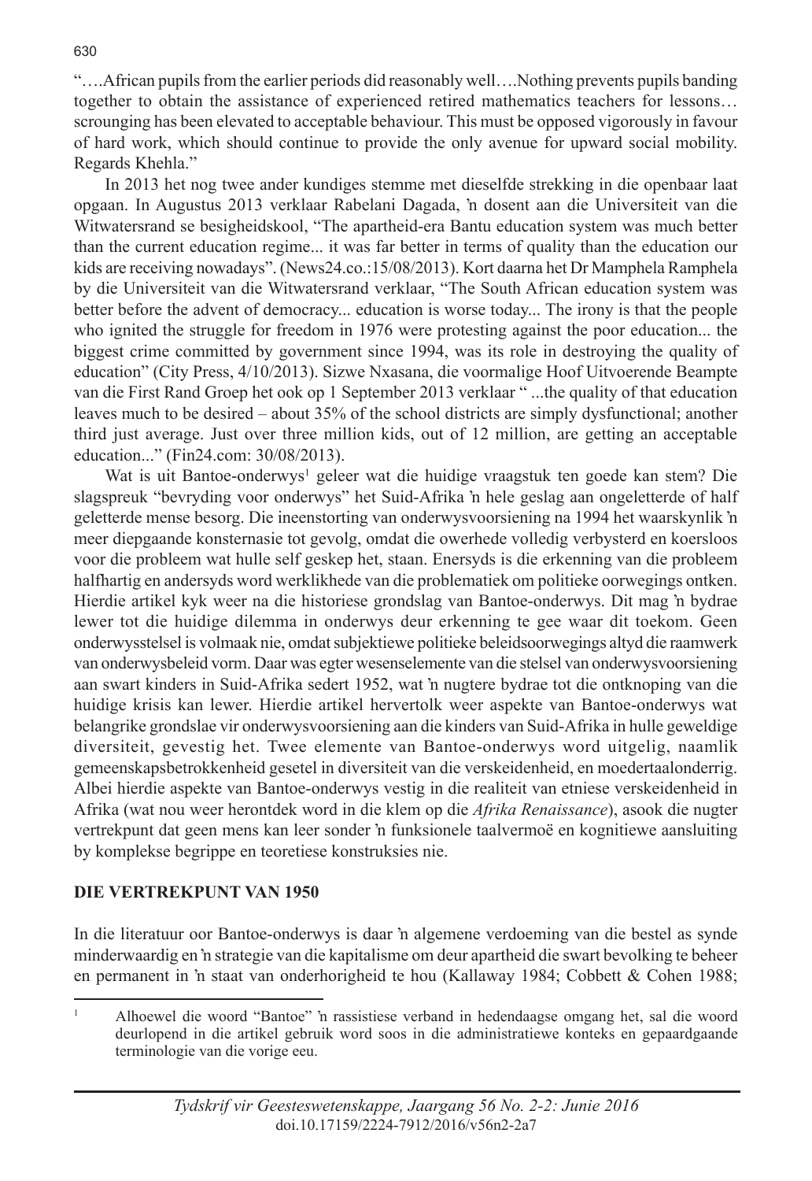"….African pupils from the earlier periods did reasonably well….Nothing prevents pupils banding together to obtain the assistance of experienced retired mathematics teachers for lessons… scrounging has been elevated to acceptable behaviour. This must be opposed vigorously in favour of hard work, which should continue to provide the only avenue for upward social mobility. Regards Khehla."

In 2013 het nog twee ander kundiges stemme met dieselfde strekking in die openbaar laat opgaan. In Augustus 2013 verklaar Rabelani Dagada, 'n dosent aan die Universiteit van die Witwatersrand se besigheidskool, "The apartheid-era Bantu education system was much better than the current education regime... it was far better in terms of quality than the education our kids are receiving nowadays". (News24.co.:15/08/2013). Kort daarna het Dr Mamphela Ramphela by die Universiteit van die Witwatersrand verklaar, "The South African education system was better before the advent of democracy... education is worse today... The irony is that the people who ignited the struggle for freedom in 1976 were protesting against the poor education... the biggest crime committed by government since 1994, was its role in destroying the quality of education" (City Press, 4/10/2013). Sizwe Nxasana, die voormalige Hoof Uitvoerende Beampte van die First Rand Groep het ook op 1 September 2013 verklaar " ...the quality of that education leaves much to be desired – about 35% of the school districts are simply dysfunctional; another third just average. Just over three million kids, out of 12 million, are getting an acceptable education..." (Fin24.com: 30/08/2013).

Wat is uit Bantoe-onderwys[1] geleer wat die huidige vraagstuk ten goede kan stem? Die slagspreuk "bevryding voor onderwys" het Suid-Afrika 'n hele geslag aan ongeletterde of half geletterde mense besorg. Die ineenstorting van onderwysvoorsiening na 1994 het waarskynlik 'n meer diepgaande konsternasie tot gevolg, omdat die owerhede volledig verbysterd en koersloos voor die probleem wat hulle self geskep het, staan. Enersyds is die erkenning van die probleem halfhartig en andersyds word werklikhede van die problematiek om politieke oorwegings ontken. Hierdie artikel kyk weer na die historiese grondslag van Bantoe-onderwys. Dit mag 'n bydrae lewer tot die huidige dilemma in onderwys deur erkenning te gee waar dit toekom. Geen onderwysstelsel is volmaak nie, omdat subjektiewe politieke beleidsoorwegings altyd die raamwerk van onderwysbeleid vorm. Daar was egter wesenselemente van die stelsel van onderwysvoorsiening aan swart kinders in Suid-Afrika sedert 1952, wat 'n nugtere bydrae tot die ontknoping van die huidige krisis kan lewer. Hierdie artikel hervertolk weer aspekte van Bantoe-onderwys wat belangrike grondslae vir onderwysvoorsiening aan die kinders van Suid-Afrika in hulle geweldige diversiteit, gevestig het. Twee elemente van Bantoe-onderwys word uitgelig, naamlik gemeenskapsbetrokkenheid gesetel in diversiteit van die verskeidenheid, en moedertaalonderrig. Albei hierdie aspekte van Bantoe-onderwys vestig in die realiteit van etniese verskeidenheid in Afrika (wat nou weer herontdek word in die klem op die *Afrika Renaissance*), asook die nugter vertrekpunt dat geen mens kan leer sonder 'n funksionele taalvermoë en kognitiewe aansluiting by komplekse begrippe en teoretiese konstruksies nie.

## DIE VERTREKPUNT VAN 1950

In die literatuur oor Bantoe-onderwys is daar 'n algemene verdoeming van die bestel as synde minderwaardig en 'n strategie van die kapitalisme om deur apartheid die swart bevolking te beheer en permanent in 'n staat van onderhorigheid te hou (Kallaway 1984; Cobbett & Cohen 1988;

[1] Alhoewel die woord "Bantoe" 'n rassistiese verband in hedendaagse omgang het, sal die woord deurlopend in die artikel gebruik word soos in die administratiewe konteks en gepaardgaande terminologie van die vorige eeu.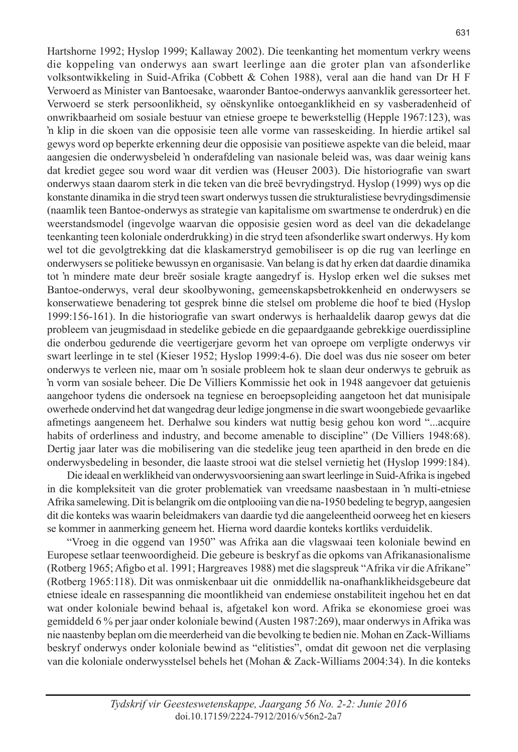Hartshorne 1992; Hyslop 1999; Kallaway 2002). Die teenkanting het momentum verkry weens die koppeling van onderwys aan swart leerlinge aan die groter plan van afsonderlike volksontwikkeling in Suid-Afrika (Cobbett & Cohen 1988), veral aan die hand van Dr H F Verwoerd as Minister van Bantoesake, waaronder Bantoe-onderwys aanvanklik geressorteer het. Verwoerd se sterk persoonlikheid, sy oënskynlike ontoeganklikheid en sy vasberadenheid of onwrikbaarheid om sosiale bestuur van etniese groepe te bewerkstellig (Hepple 1967:123), was 'n klip in die skoen van die opposisie teen alle vorme van rasseskeiding. In hierdie artikel sal gewys word op beperkte erkenning deur die opposisie van positiewe aspekte van die beleid, maar aangesien die onderwysbeleid 'n onderafdeling van nasionale beleid was, was daar weinig kans dat krediet gegee sou word waar dit verdien was (Heuser 2003). Die historiografie van swart onderwys staan daarom sterk in die teken van die breë bevrydingstryd. Hyslop (1999) wys op die konstante dinamika in die stryd teen swart onderwys tussen die strukturalistiese bevrydingsdimensie (naamlik teen Bantoe-onderwys as strategie van kapitalisme om swartmense te onderdruk) en die weerstandsmodel (ingevolge waarvan die opposisie gesien word as deel van die dekadelange teenkanting teen koloniale onderdrukking) in die stryd teen afsonderlike swart onderwys. Hy kom wel tot die gevolgtrekking dat die klaskamerstryd gemobiliseer is op die rug van leerlinge en onderwysers se politieke bewussyn en organisasie. Van belang is dat hy erken dat daardie dinamika tot 'n mindere mate deur breër sosiale kragte aangedryf is. Hyslop erken wel die sukses met Bantoe-onderwys, veral deur skoolbywoning, gemeenskapsbetrokkenheid en onderwysers se konserwatiewe benadering tot gesprek binne die stelsel om probleme die hoof te bied (Hyslop 1999:156-161). In die historiografie van swart onderwys is herhaaldelik daarop gewys dat die probleem van jeugmisdaad in stedelike gebiede en die gepaardgaande gebrekkige ouerdissipline die onderbou gedurende die veertigerjare gevorm het van oproepe om verpligte onderwys vir swart leerlinge in te stel (Kieser 1952; Hyslop 1999:4-6). Die doel was dus nie soseer om beter onderwys te verleen nie, maar om 'n sosiale probleem hok te slaan deur onderwys te gebruik as 'n vorm van sosiale beheer. Die De Villiers Kommissie het ook in 1948 aangevoer dat getuienis aangehoor tydens die ondersoek na tegniese en beroepsopleiding aangetoon het dat munisipale owerhede ondervind het dat wangedrag deur ledige jongmense in die swart woongebiede gevaarlike afmetings aangeneem het. Derhalwe sou kinders wat nuttig besig gehou kon word "...acquire habits of orderliness and industry, and become amenable to discipline" (De Villiers 1948:68). Dertig jaar later was die mobilisering van die stedelike jeug teen apartheid in den brede en die onderwysbedeling in besonder, die laaste strooi wat die stelsel vernietig het (Hyslop 1999:184).

Die ideaal en werklikheid van onderwysvoorsiening aan swart leerlinge in Suid-Afrika is ingebed in die kompleksiteit van die groter problematiek van vreedsame naasbestaan in 'n multi-etniese Afrika samelewing. Dit is belangrik om die ontplooiing van die na-1950 bedeling te begryp, aangesien dit die konteks was waarin beleidmakers van daardie tyd die aangeleentheid oorweeg het en kiesers se kommer in aanmerking geneem het. Hierna word daardie konteks kortliks verduidelik.

"Vroeg in die oggend van 1950" was Afrika aan die vlagswaai teen koloniale bewind en Europese setlaar teenwoordigheid. Die gebeure is beskryf as die opkoms van Afrikanasionalisme (Rotberg 1965; Afigbo et al. 1991; Hargreaves 1988) met die slagspreuk "Afrika vir die Afrikane" (Rotberg 1965:118). Dit was onmiskenbaar uit die onmiddellik na-onafhanklikheidsgebeure dat etniese ideale en rassespanning die moontlikheid van endemiese onstabiliteit ingehou het en dat wat onder koloniale bewind behaal is, afgetakel kon word. Afrika se ekonomiese groei was gemiddeld 6 % per jaar onder koloniale bewind (Austen 1987:269), maar onderwys in Afrika was nie naastenby beplan om die meerderheid van die bevolking te bedien nie. Mohan en Zack-Williams beskryf onderwys onder koloniale bewind as "elitisties", omdat dit gewoon net die verplasing van die koloniale onderwysstelsel behels het (Mohan & Zack-Williams 2004:34). In die konteks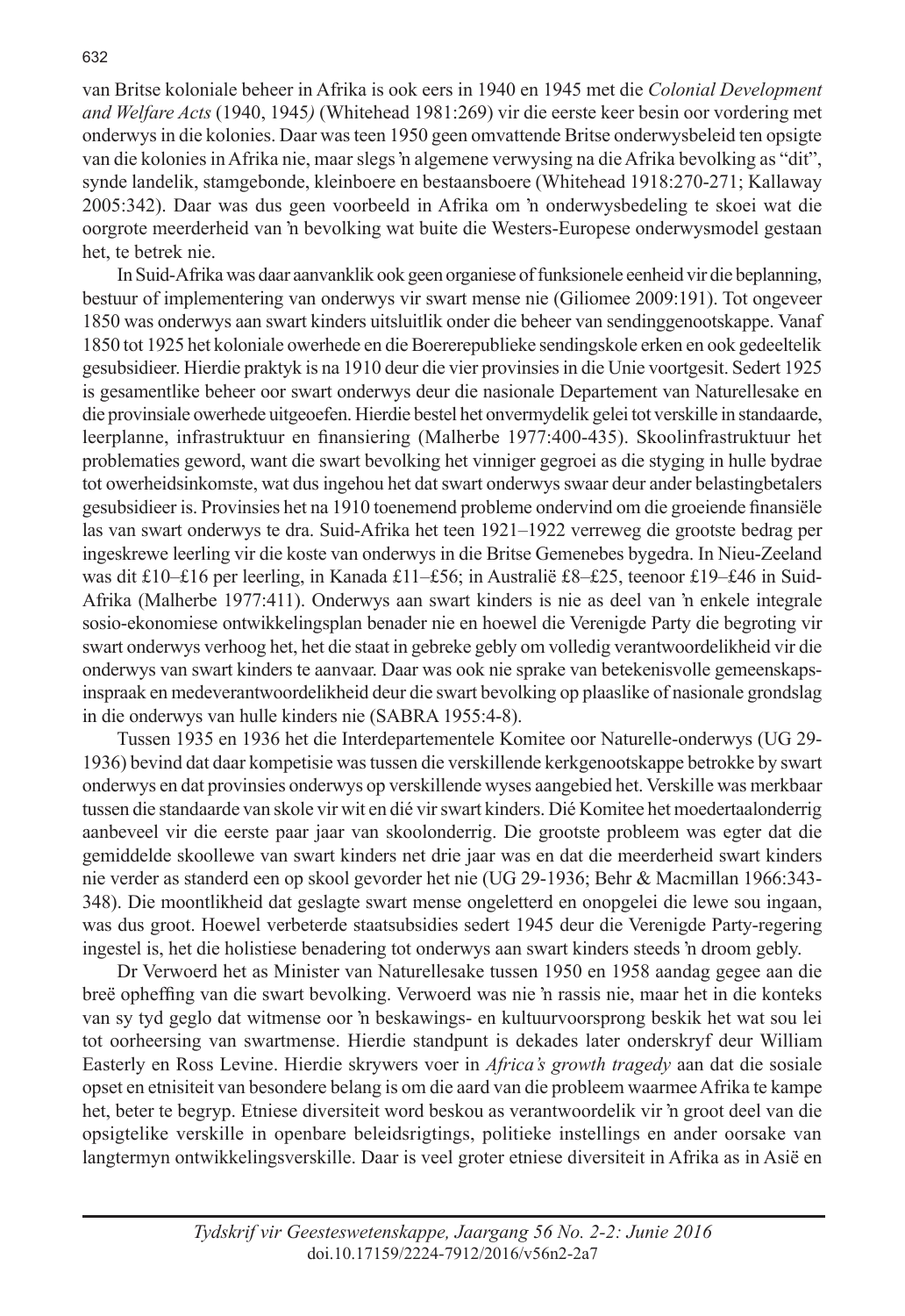van Britse koloniale beheer in Afrika is ook eers in 1940 en 1945 met die *Colonial Development and Welfare Acts* (1940, 1945*)* (Whitehead 1981:269) vir die eerste keer besin oor vordering met onderwys in die kolonies. Daar was teen 1950 geen omvattende Britse onderwysbeleid ten opsigte van die kolonies in Afrika nie, maar slegs 'n algemene verwysing na die Afrika bevolking as "dit", synde landelik, stamgebonde, kleinboere en bestaansboere (Whitehead 1918:270-271; Kallaway 2005:342). Daar was dus geen voorbeeld in Afrika om 'n onderwysbedeling te skoei wat die oorgrote meerderheid van 'n bevolking wat buite die Westers-Europese onderwysmodel gestaan het, te betrek nie.

In Suid-Afrika was daar aanvanklik ook geen organiese of funksionele eenheid vir die beplanning, bestuur of implementering van onderwys vir swart mense nie (Giliomee 2009:191). Tot ongeveer 1850 was onderwys aan swart kinders uitsluitlik onder die beheer van sendinggenootskappe. Vanaf 1850 tot 1925 het koloniale owerhede en die Boererepublieke sendingskole erken en ook gedeeltelik gesubsidieer. Hierdie praktyk is na 1910 deur die vier provinsies in die Unie voortgesit. Sedert 1925 is gesamentlike beheer oor swart onderwys deur die nasionale Departement van Naturellesake en die provinsiale owerhede uitgeoefen. Hierdie bestel het onvermydelik gelei tot verskille in standaarde, leerplanne, infrastruktuur en finansiering (Malherbe 1977:400-435). Skoolinfrastruktuur het problematies geword, want die swart bevolking het vinniger gegroei as die styging in hulle bydrae tot owerheidsinkomste, wat dus ingehou het dat swart onderwys swaar deur ander belastingbetalers gesubsidieer is. Provinsies het na 1910 toenemend probleme ondervind om die groeiende finansiële las van swart onderwys te dra. Suid-Afrika het teen 1921–1922 verreweg die grootste bedrag per ingeskrewe leerling vir die koste van onderwys in die Britse Gemenebes bygedra. In Nieu-Zeeland was dit £10–£16 per leerling, in Kanada £11–£56; in Australië £8–£25, teenoor £19–£46 in Suid-Afrika (Malherbe 1977:411). Onderwys aan swart kinders is nie as deel van 'n enkele integrale sosio-ekonomiese ontwikkelingsplan benader nie en hoewel die Verenigde Party die begroting vir swart onderwys verhoog het, het die staat in gebreke gebly om volledig verantwoordelikheid vir die onderwys van swart kinders te aanvaar. Daar was ook nie sprake van betekenisvolle gemeenskaps-inspraak en medeverantwoordelikheid deur die swart bevolking op plaaslike of nasionale grondslag in die onderwys van hulle kinders nie (SABRA 1955:4-8).

Tussen 1935 en 1936 het die Interdepartementele Komitee oor Naturelle-onderwys (UG 29-1936) bevind dat daar kompetisie was tussen die verskillende kerkgenootskappe betrokke by swart onderwys en dat provinsies onderwys op verskillende wyses aangebied het. Verskille was merkbaar tussen die standaarde van skole vir wit en dié vir swart kinders. Dié Komitee het moedertaalonderrig aanbeveel vir die eerste paar jaar van skoolonderrig. Die grootste probleem was egter dat die gemiddelde skoollewe van swart kinders net drie jaar was en dat die meerderheid swart kinders nie verder as standerd een op skool gevorder het nie (UG 29-1936; Behr & Macmillan 1966:343-348). Die moontlikheid dat geslagte swart mense ongeletterd en onopgelei die lewe sou ingaan, was dus groot. Hoewel verbeterde staatsubsidies sedert 1945 deur die Verenigde Party-regering ingestel is, het die holistiese benadering tot onderwys aan swart kinders steeds 'n droom gebly.

Dr Verwoerd het as Minister van Naturellesake tussen 1950 en 1958 aandag gegee aan die breë opheffing van die swart bevolking. Verwoerd was nie 'n rassis nie, maar het in die konteks van sy tyd geglo dat witmense oor 'n beskawings- en kultuurvoorsprong beskik het wat sou lei tot oorheersing van swartmense. Hierdie standpunt is dekades later onderskryf deur William Easterly en Ross Levine. Hierdie skrywers voer in *Africa's growth tragedy* aan dat die sosiale opset en etnisiteit van besondere belang is om die aard van die probleem waarmee Afrika te kampe het, beter te begryp. Etniese diversiteit word beskou as verantwoordelik vir 'n groot deel van die opsigtelike verskille in openbare beleidsrigtings, politieke instellings en ander oorsake van langtermyn ontwikkelingsverskille. Daar is veel groter etniese diversiteit in Afrika as in Asië en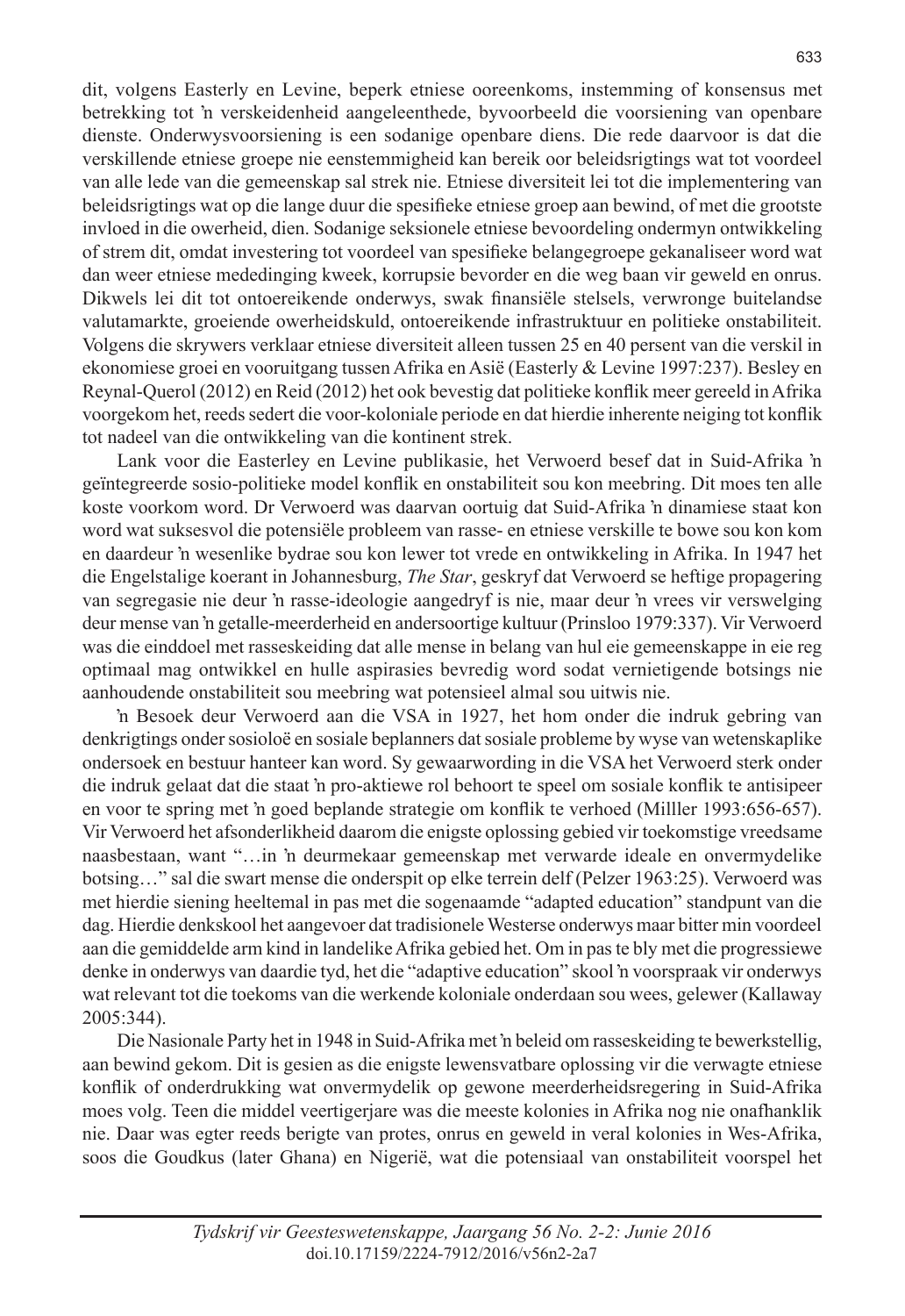dit, volgens Easterly en Levine, beperk etniese ooreenkoms, instemming of konsensus met betrekking tot 'n verskeidenheid aangeleenthede, byvoorbeeld die voorsiening van openbare dienste. Onderwysvoorsiening is een sodanige openbare diens. Die rede daarvoor is dat die verskillende etniese groepe nie eenstemmigheid kan bereik oor beleidsrigtings wat tot voordeel van alle lede van die gemeenskap sal strek nie. Etniese diversiteit lei tot die implementering van beleidsrigtings wat op die lange duur die spesifieke etniese groep aan bewind, of met die grootste invloed in die owerheid, dien. Sodanige seksionele etniese bevoordeling ondermyn ontwikkeling of strem dit, omdat investering tot voordeel van spesifieke belangegroepe gekanaliseer word wat dan weer etniese mededinging kweek, korrupsie bevorder en die weg baan vir geweld en onrus. Dikwels lei dit tot ontoereikende onderwys, swak finansiële stelsels, verwronge buitelandse valutamarkte, groeiende owerheidskuld, ontoereikende infrastruktuur en politieke onstabiliteit. Volgens die skrywers verklaar etniese diversiteit alleen tussen 25 en 40 persent van die verskil in ekonomiese groei en vooruitgang tussen Afrika en Asië (Easterly & Levine 1997:237). Besley en Reynal-Querol (2012) en Reid (2012) het ook bevestig dat politieke konflik meer gereeld in Afrika voorgekom het, reeds sedert die voor-koloniale periode en dat hierdie inherente neiging tot konflik tot nadeel van die ontwikkeling van die kontinent strek.

Lank voor die Easterley en Levine publikasie, het Verwoerd besef dat in Suid-Afrika 'n geïntegreerde sosio-politieke model konflik en onstabiliteit sou kon meebring. Dit moes ten alle koste voorkom word. Dr Verwoerd was daarvan oortuig dat Suid-Afrika 'n dinamiese staat kon word wat suksesvol die potensiële probleem van rasse- en etniese verskille te bowe sou kon kom en daardeur 'n wesenlike bydrae sou kon lewer tot vrede en ontwikkeling in Afrika. In 1947 het die Engelstalige koerant in Johannesburg, *The Star*, geskryf dat Verwoerd se heftige propagering van segregasie nie deur 'n rasse-ideologie aangedryf is nie, maar deur 'n vrees vir verswelging deur mense van 'n getalle-meerderheid en andersoortige kultuur (Prinsloo 1979:337). Vir Verwoerd was die einddoel met rasseskeiding dat alle mense in belang van hul eie gemeenskappe in eie reg optimaal mag ontwikkel en hulle aspirasies bevredig word sodat vernietigende botsings nie aanhoudende onstabiliteit sou meebring wat potensieel almal sou uitwis nie.

'n Besoek deur Verwoerd aan die VSA in 1927, het hom onder die indruk gebring van denkrigtings onder sosioloë en sosiale beplanners dat sosiale probleme by wyse van wetenskaplike ondersoek en bestuur hanteer kan word. Sy gewaarwording in die VSA het Verwoerd sterk onder die indruk gelaat dat die staat 'n pro-aktiewe rol behoort te speel om sosiale konflik te antisipeer en voor te spring met 'n goed beplande strategie om konflik te verhoed (Milller 1993:656-657). Vir Verwoerd het afsonderlikheid daarom die enigste oplossing gebied vir toekomstige vreedsame naasbestaan, want "…in 'n deurmekaar gemeenskap met verwarde ideale en onvermydelike botsing…" sal die swart mense die onderspit op elke terrein delf (Pelzer 1963:25). Verwoerd was met hierdie siening heeltemal in pas met die sogenaamde "adapted education" standpunt van die dag. Hierdie denkskool het aangevoer dat tradisionele Westerse onderwys maar bitter min voordeel aan die gemiddelde arm kind in landelike Afrika gebied het. Om in pas te bly met die progressiewe denke in onderwys van daardie tyd, het die "adaptive education" skool 'n voorspraak vir onderwys wat relevant tot die toekoms van die werkende koloniale onderdaan sou wees, gelewer (Kallaway 2005:344).

Die Nasionale Party het in 1948 in Suid-Afrika met 'n beleid om rasseskeiding te bewerkstellig, aan bewind gekom. Dit is gesien as die enigste lewensvatbare oplossing vir die verwagte etniese konflik of onderdrukking wat onvermydelik op gewone meerderheidsregering in Suid-Afrika moes volg. Teen die middel veertigerjare was die meeste kolonies in Afrika nog nie onafhanklik nie. Daar was egter reeds berigte van protes, onrus en geweld in veral kolonies in Wes-Afrika, soos die Goudkus (later Ghana) en Nigerië, wat die potensiaal van onstabiliteit voorspel het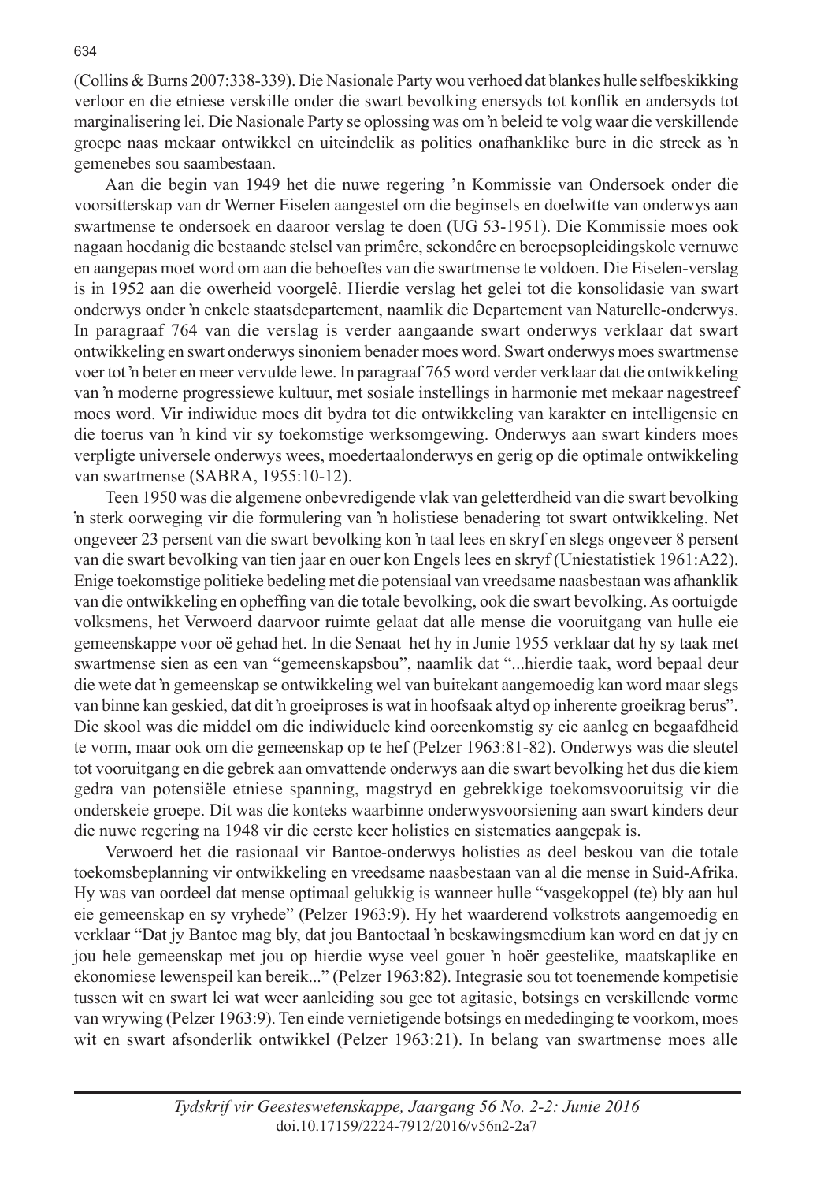(Collins & Burns 2007:338-339). Die Nasionale Party wou verhoed dat blankes hulle selfbeskikking verloor en die etniese verskille onder die swart bevolking enersyds tot konflik en andersyds tot marginalisering lei. Die Nasionale Party se oplossing was om 'n beleid te volg waar die verskillende groepe naas mekaar ontwikkel en uiteindelik as polities onafhanklike bure in die streek as 'n gemenebes sou saambestaan.

Aan die begin van 1949 het die nuwe regering 'n Kommissie van Ondersoek onder die voorsitterskap van dr Werner Eiselen aangestel om die beginsels en doelwitte van onderwys aan swartmense te ondersoek en daaroor verslag te doen (UG 53-1951). Die Kommissie moes ook nagaan hoedanig die bestaande stelsel van primêre, sekondêre en beroepsopleidingskole vernuwe en aangepas moet word om aan die behoeftes van die swartmense te voldoen. Die Eiselen-verslag is in 1952 aan die owerheid voorgelê. Hierdie verslag het gelei tot die konsolidasie van swart onderwys onder 'n enkele staatsdepartement, naamlik die Departement van Naturelle-onderwys. In paragraaf 764 van die verslag is verder aangaande swart onderwys verklaar dat swart ontwikkeling en swart onderwys sinoniem benader moes word. Swart onderwys moes swartmense voer tot 'n beter en meer vervulde lewe. In paragraaf 765 word verder verklaar dat die ontwikkeling van 'n moderne progressiewe kultuur, met sosiale instellings in harmonie met mekaar nagestreef moes word. Vir indiwidue moes dit bydra tot die ontwikkeling van karakter en intelligensie en die toerus van 'n kind vir sy toekomstige werksomgewing. Onderwys aan swart kinders moes verpligte universele onderwys wees, moedertaalonderwys en gerig op die optimale ontwikkeling van swartmense (SABRA, 1955:10-12).

Teen 1950 was die algemene onbevredigende vlak van geletterdheid van die swart bevolking 'n sterk oorweging vir die formulering van 'n holistiese benadering tot swart ontwikkeling. Net ongeveer 23 persent van die swart bevolking kon 'n taal lees en skryf en slegs ongeveer 8 persent van die swart bevolking van tien jaar en ouer kon Engels lees en skryf (Uniestatistiek 1961:A22). Enige toekomstige politieke bedeling met die potensiaal van vreedsame naasbestaan was afhanklik van die ontwikkeling en opheffing van die totale bevolking, ook die swart bevolking. As oortuigde volksmens, het Verwoerd daarvoor ruimte gelaat dat alle mense die vooruitgang van hulle eie gemeenskappe voor oë gehad het. In die Senaat het hy in Junie 1955 verklaar dat hy sy taak met swartmense sien as een van "gemeenskapsbou", naamlik dat "...hierdie taak, word bepaal deur die wete dat 'n gemeenskap se ontwikkeling wel van buitekant aangemoedig kan word maar slegs van binne kan geskied, dat dit 'n groeiproses is wat in hoofsaak altyd op inherente groeikrag berus". Die skool was die middel om die indiwiduele kind ooreenkomstig sy eie aanleg en begaafdheid te vorm, maar ook om die gemeenskap op te hef (Pelzer 1963:81-82). Onderwys was die sleutel tot vooruitgang en die gebrek aan omvattende onderwys aan die swart bevolking het dus die kiem gedra van potensiële etniese spanning, magstryd en gebrekkige toekomsvooruitsig vir die onderskeie groepe. Dit was die konteks waarbinne onderwysvoorsiening aan swart kinders deur die nuwe regering na 1948 vir die eerste keer holisties en sistematies aangepak is.

Verwoerd het die rasionaal vir Bantoe-onderwys holisties as deel beskou van die totale toekomsbeplanning vir ontwikkeling en vreedsame naasbestaan van al die mense in Suid-Afrika. Hy was van oordeel dat mense optimaal gelukkig is wanneer hulle "vasgekoppel (te) bly aan hul eie gemeenskap en sy vryhede" (Pelzer 1963:9). Hy het waarderend volkstrots aangemoedig en verklaar "Dat jy Bantoe mag bly, dat jou Bantoetaal 'n beskawingsmedium kan word en dat jy en jou hele gemeenskap met jou op hierdie wyse veel gouer 'n hoër geestelike, maatskaplike en ekonomiese lewenspeil kan bereik..." (Pelzer 1963:82). Integrasie sou tot toenemende kompetisie tussen wit en swart lei wat weer aanleiding sou gee tot agitasie, botsings en verskillende vorme van wrywing (Pelzer 1963:9). Ten einde vernietigende botsings en mededinging te voorkom, moes wit en swart afsonderlik ontwikkel (Pelzer 1963:21). In belang van swartmense moes alle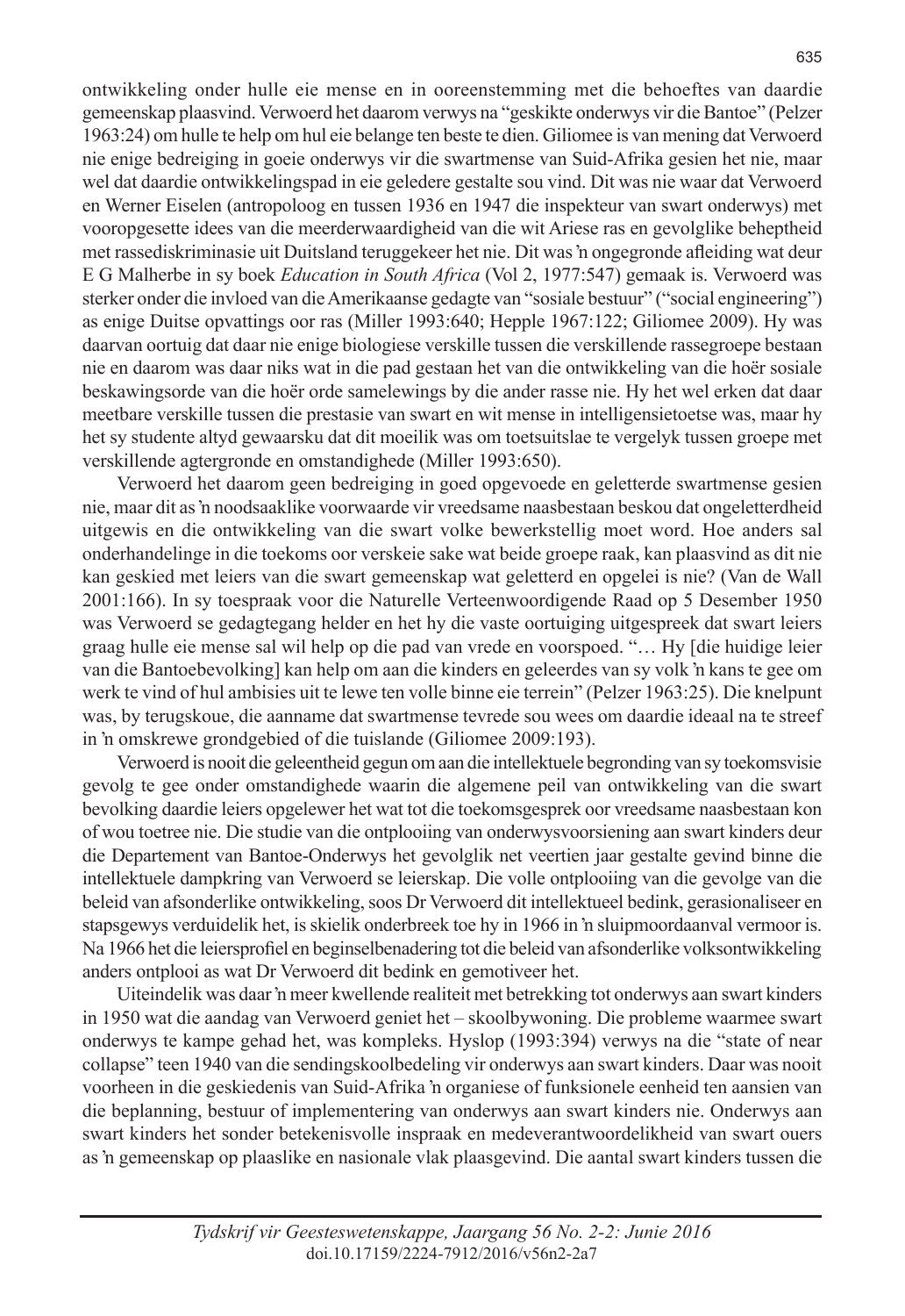ontwikkeling onder hulle eie mense en in ooreenstemming met die behoeftes van daardie gemeenskap plaasvind. Verwoerd het daarom verwys na "geskikte onderwys vir die Bantoe" (Pelzer 1963:24) om hulle te help om hul eie belange ten beste te dien. Giliomee is van mening dat Verwoerd nie enige bedreiging in goeie onderwys vir die swartmense van Suid-Afrika gesien het nie, maar wel dat daardie ontwikkelingspad in eie geledere gestalte sou vind. Dit was nie waar dat Verwoerd en Werner Eiselen (antropoloog en tussen 1936 en 1947 die inspekteur van swart onderwys) met vooropgesette idees van die meerderwaardigheid van die wit Ariese ras en gevolglike beheptheid met rassediskriminasie uit Duitsland teruggekeer het nie. Dit was 'n ongegronde afleiding wat deur E G Malherbe in sy boek *Education in South Africa* (Vol 2, 1977:547) gemaak is. Verwoerd was sterker onder die invloed van die Amerikaanse gedagte van "sosiale bestuur" ("social engineering") as enige Duitse opvattings oor ras (Miller 1993:640; Hepple 1967:122; Giliomee 2009). Hy was daarvan oortuig dat daar nie enige biologiese verskille tussen die verskillende rassegroepe bestaan nie en daarom was daar niks wat in die pad gestaan het van die ontwikkeling van die hoër sosiale beskawingsorde van die hoër orde samelewings by die ander rasse nie. Hy het wel erken dat daar meetbare verskille tussen die prestasie van swart en wit mense in intelligensietoetse was, maar hy het sy studente altyd gewaarsku dat dit moeilik was om toetsuitslae te vergelyk tussen groepe met verskillende agtergronde en omstandighede (Miller 1993:650).

Verwoerd het daarom geen bedreiging in goed opgevoede en geletterde swartmense gesien nie, maar dit as 'n noodsaaklike voorwaarde vir vreedsame naasbestaan beskou dat ongeletterdheid uitgewis en die ontwikkeling van die swart volke bewerkstellig moet word. Hoe anders sal onderhandelinge in die toekoms oor verskeie sake wat beide groepe raak, kan plaasvind as dit nie kan geskied met leiers van die swart gemeenskap wat geletterd en opgelei is nie? (Van de Wall 2001:166). In sy toespraak voor die Naturelle Verteenwoordigende Raad op 5 Desember 1950 was Verwoerd se gedagtegang helder en het hy die vaste oortuiging uitgespreek dat swart leiers graag hulle eie mense sal wil help op die pad van vrede en voorspoed. "… Hy [die huidige leier van die Bantoebevolking] kan help om aan die kinders en geleerdes van sy volk 'n kans te gee om werk te vind of hul ambisies uit te lewe ten volle binne eie terrein" (Pelzer 1963:25). Die knelpunt was, by terugskoue, die aanname dat swartmense tevrede sou wees om daardie ideaal na te streef in 'n omskrewe grondgebied of die tuislande (Giliomee 2009:193).

Verwoerd is nooit die geleentheid gegun om aan die intellektuele begronding van sy toekomsvisie gevolg te gee onder omstandighede waarin die algemene peil van ontwikkeling van die swart bevolking daardie leiers opgelewer het wat tot die toekomsgesprek oor vreedsame naasbestaan kon of wou toetree nie. Die studie van die ontplooiing van onderwysvoorsiening aan swart kinders deur die Departement van Bantoe-Onderwys het gevolglik net veertien jaar gestalte gevind binne die intellektuele dampkring van Verwoerd se leierskap. Die volle ontplooiing van die gevolge van die beleid van afsonderlike ontwikkeling, soos Dr Verwoerd dit intellektueel bedink, gerasionaliseer en stapsgewys verduidelik het, is skielik onderbreek toe hy in 1966 in 'n sluipmoordaanval vermoor is. Na 1966 het die leiersprofiel en beginselbenadering tot die beleid van afsonderlike volksontwikkeling anders ontplooi as wat Dr Verwoerd dit bedink en gemotiveer het.

Uiteindelik was daar 'n meer kwellende realiteit met betrekking tot onderwys aan swart kinders in 1950 wat die aandag van Verwoerd geniet het – skoolbywoning. Die probleme waarmee swart onderwys te kampe gehad het, was kompleks. Hyslop (1993:394) verwys na die "state of near collapse" teen 1940 van die sendingskoolbedeling vir onderwys aan swart kinders. Daar was nooit voorheen in die geskiedenis van Suid-Afrika 'n organiese of funksionele eenheid ten aansien van die beplanning, bestuur of implementering van onderwys aan swart kinders nie. Onderwys aan swart kinders het sonder betekenisvolle inspraak en medeverantwoordelikheid van swart ouers as 'n gemeenskap op plaaslike en nasionale vlak plaasgevind. Die aantal swart kinders tussen die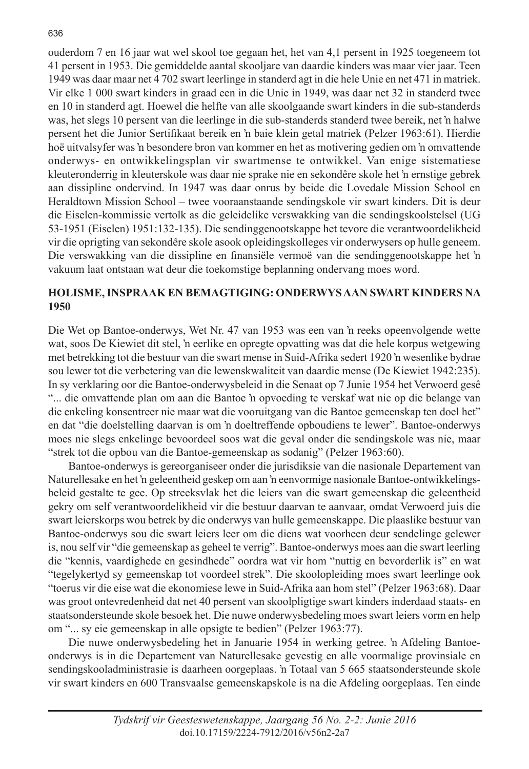ouderdom 7 en 16 jaar wat wel skool toe gegaan het, het van 4,1 persent in 1925 toegeneem tot 41 persent in 1953. Die gemiddelde aantal skooljare van daardie kinders was maar vier jaar. Teen 1949 was daar maar net 4 702 swart leerlinge in standerd agt in die hele Unie en net 471 in matriek. Vir elke 1 000 swart kinders in graad een in die Unie in 1949, was daar net 32 in standerd twee en 10 in standerd agt. Hoewel die helfte van alle skoolgaande swart kinders in die sub-standerds was, het slegs 10 persent van die leerlinge in die sub-standerds standerd twee bereik, net 'n halwe persent het die Junior Sertifikaat bereik en 'n baie klein getal matriek (Pelzer 1963:61). Hierdie hoë uitvalsyfer was 'n besondere bron van kommer en het as motivering gedien om 'n omvattende onderwys- en ontwikkelingsplan vir swartmense te ontwikkel. Van enige sistematiese kleuteronderrig in kleuterskole was daar nie sprake nie en sekondêre skole het 'n ernstige gebrek aan dissipline ondervind. In 1947 was daar onrus by beide die Lovedale Mission School en Heraldtown Mission School – twee vooraanstaande sendingskole vir swart kinders. Dit is deur die Eiselen-kommissie vertolk as die geleidelike verswakking van die sendingskoolstelsel (UG 53-1951 (Eiselen) 1951:132-135). Die sendinggenootskappe het tevore die verantwoordelikheid vir die oprigting van sekondêre skole asook opleidingskolleges vir onderwysers op hulle geneem. Die verswakking van die dissipline en finansiële vermoë van die sendinggenootskappe het 'n vakuum laat ontstaan wat deur die toekomstige beplanning ondervang moes word.

## HOLISME, INSPRAAK EN BEMAGTIGING: ONDERWYS AAN SWART KINDERS NA 1950

Die Wet op Bantoe-onderwys, Wet Nr. 47 van 1953 was een van 'n reeks opeenvolgende wette wat, soos De Kiewiet dit stel, 'n eerlike en opregte opvatting was dat die hele korpus wetgewing met betrekking tot die bestuur van die swart mense in Suid-Afrika sedert 1920 'n wesenlike bydrae sou lewer tot die verbetering van die lewenskwaliteit van daardie mense (De Kiewiet 1942:235). In sy verklaring oor die Bantoe-onderwysbeleid in die Senaat op 7 Junie 1954 het Verwoerd gesê "... die omvattende plan om aan die Bantoe 'n opvoeding te verskaf wat nie op die belange van die enkeling konsentreer nie maar wat die vooruitgang van die Bantoe gemeenskap ten doel het" en dat "die doelstelling daarvan is om 'n doeltreffende opboudiens te lewer". Bantoe-onderwys moes nie slegs enkelinge bevoordeel soos wat die geval onder die sendingskole was nie, maar "strek tot die opbou van die Bantoe-gemeenskap as sodanig" (Pelzer 1963:60).

Bantoe-onderwys is gereorganiseer onder die jurisdiksie van die nasionale Departement van Naturellesake en het 'n geleentheid geskep om aan 'n eenvormige nasionale Bantoe-ontwikkelingsbeleid gestalte te gee. Op streeksvlak het die leiers van die swart gemeenskap die geleentheid gekry om self verantwoordelikheid vir die bestuur daarvan te aanvaar, omdat Verwoerd juis die swart leierskorps wou betrek by die onderwys van hulle gemeenskappe. Die plaaslike bestuur van Bantoe-onderwys sou die swart leiers leer om die diens wat voorheen deur sendelinge gelewer is, nou self vir "die gemeenskap as geheel te verrig". Bantoe-onderwys moes aan die swart leerling die "kennis, vaardighede en gesindhede" oordra wat vir hom "nuttig en bevorderlik is" en wat "tegelykertyd sy gemeenskap tot voordeel strek". Die skoolopleiding moes swart leerlinge ook "toerus vir die eise wat die ekonomiese lewe in Suid-Afrika aan hom stel" (Pelzer 1963:68). Daar was groot ontevredenheid dat net 40 persent van skoolpligtige swart kinders inderdaad staats- en staatsondersteunde skole besoek het. Die nuwe onderwysbedeling moes swart leiers vorm en help om "... sy eie gemeenskap in alle opsigte te bedien" (Pelzer 1963:77).

Die nuwe onderwysbedeling het in Januarie 1954 in werking getree. 'n Afdeling Bantoe-onderwys is in die Departement van Naturellesake gevestig en alle voormalige provinsiale en sendingskooladministrasie is daarheen oorgeplaas. 'n Totaal van 5 665 staatsondersteunde skole vir swart kinders en 600 Transvaalse gemeenskapskole is na die Afdeling oorgeplaas. Ten einde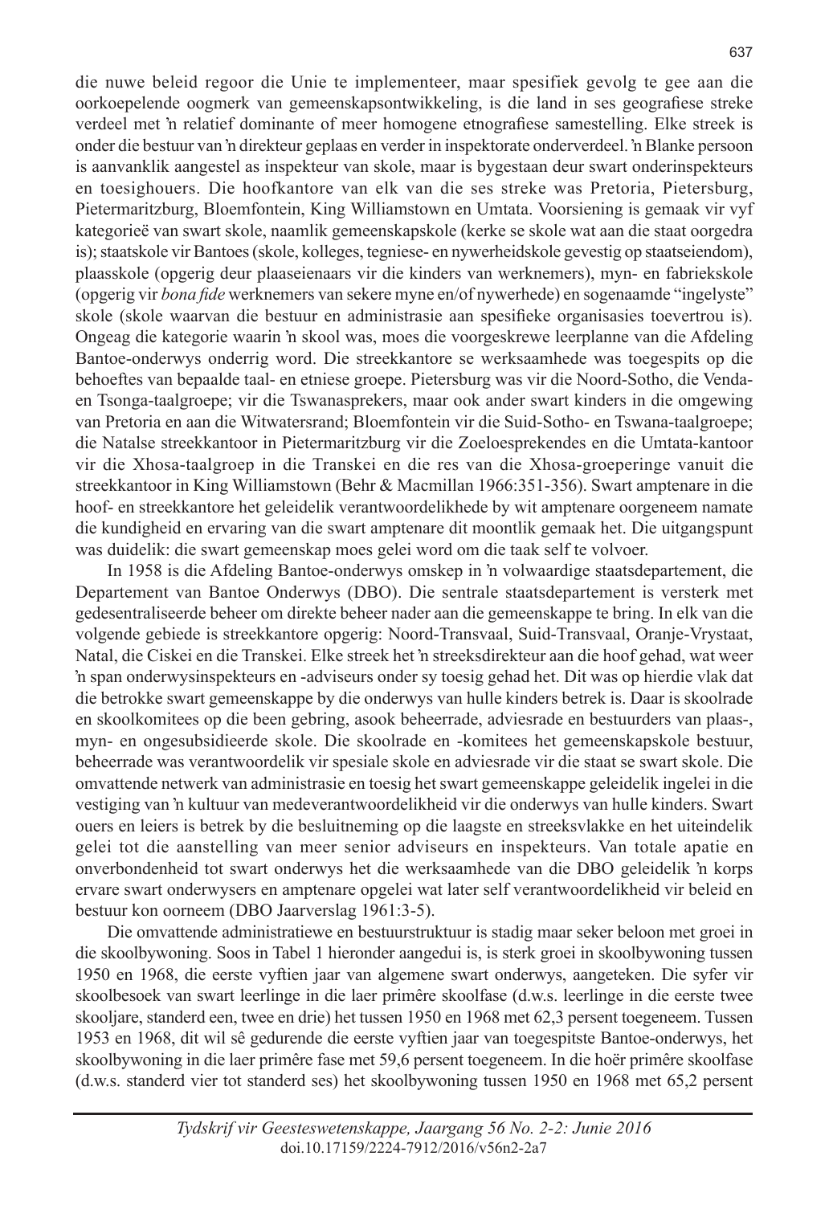die nuwe beleid regoor die Unie te implementeer, maar spesifiek gevolg te gee aan die oorkoepelende oogmerk van gemeenskapsontwikkeling, is die land in ses geografiese streke verdeel met ŉ relatief dominante of meer homogene etnografiese samestelling. Elke streek is onder die bestuur van ŉ direkteur geplaas en verder in inspektorate onderverdeel. ŉ Blanke persoon is aanvanklik aangestel as inspekteur van skole, maar is bygestaan deur swart onderinspekteurs en toesighouers. Die hoofkantore van elk van die ses streke was Pretoria, Pietersburg, Pietermaritzburg, Bloemfontein, King Williamstown en Umtata. Voorsiening is gemaak vir vyf kategorieë van swart skole, naamlik gemeenskapskole (kerke se skole wat aan die staat oorgedra is); staatskole vir Bantoes (skole, kolleges, tegniese- en nywerheidskole gevestig op staatseiendom), plaasskole (opgerig deur plaaseienaars vir die kinders van werknemers), myn- en fabriekskole (opgerig vir *bona fide* werknemers van sekere myne en/of nywerhede) en sogenaamde "ingelyste" skole (skole waarvan die bestuur en administrasie aan spesifieke organisasies toevertrou is). Ongeag die kategorie waarin ŉ skool was, moes die voorgeskrewe leerplanne van die Afdeling Bantoe-onderwys onderrig word. Die streekkantore se werksaamhede was toegespits op die behoeftes van bepaalde taal- en etniese groepe. Pietersburg was vir die Noord-Sotho, die Venda- en Tsonga-taalgroepe; vir die Tswanasprekers, maar ook ander swart kinders in die omgewing van Pretoria en aan die Witwatersrand; Bloemfontein vir die Suid-Sotho- en Tswana-taalgroepe; die Natalse streekkantoor in Pietermaritzburg vir die Zoeloesprekendes en die Umtata-kantoor vir die Xhosa-taalgroep in die Transkei en die res van die Xhosa-groeperinge vanuit die streekkantoor in King Williamstown (Behr & Macmillan 1966:351-356). Swart amptenare in die hoof- en streekkantore het geleidelik verantwoordelikhede by wit amptenare oorgeneem namate die kundigheid en ervaring van die swart amptenare dit moontlik gemaak het. Die uitgangspunt was duidelik: die swart gemeenskap moes gelei word om die taak self te volvoer.

In 1958 is die Afdeling Bantoe-onderwys omskep in ŉ volwaardige staatsdepartement, die Departement van Bantoe Onderwys (DBO). Die sentrale staatsdepartement is versterk met gedesentraliseerde beheer om direkte beheer nader aan die gemeenskappe te bring. In elk van die volgende gebiede is streekkantore opgerig: Noord-Transvaal, Suid-Transvaal, Oranje-Vrystaat, Natal, die Ciskei en die Transkei. Elke streek het ŉ streeksdirekteur aan die hoof gehad, wat weer ŉ span onderwysinspekteurs en -adviseurs onder sy toesig gehad het. Dit was op hierdie vlak dat die betrokke swart gemeenskappe by die onderwys van hulle kinders betrek is. Daar is skoolrade en skoolkomitees op die been gebring, asook beheerrade, adviesrade en bestuurders van plaas-, myn- en ongesubsidieerde skole. Die skoolrade en -komitees het gemeenskapskole bestuur, beheerrade was verantwoordelik vir spesiale skole en adviesrade vir die staat se swart skole. Die omvattende netwerk van administrasie en toesig het swart gemeenskappe geleidelik ingelei in die vestiging van ŉ kultuur van medeverantwoordelikheid vir die onderwys van hulle kinders. Swart ouers en leiers is betrek by die besluitneming op die laagste en streeksvlakke en het uiteindelik gelei tot die aanstelling van meer senior adviseurs en inspekteurs. Van totale apatie en onverbondenheid tot swart onderwys het die werksaamhede van die DBO geleidelik ŉ korps ervare swart onderwysers en amptenare opgelei wat later self verantwoordelikheid vir beleid en bestuur kon oorneem (DBO Jaarverslag 1961:3-5).

Die omvattende administratiewe en bestuurstruktuur is stadig maar seker beloon met groei in die skoolbywoning. Soos in Tabel 1 hieronder aangedui is, is sterk groei in skoolbywoning tussen 1950 en 1968, die eerste vyftien jaar van algemene swart onderwys, aangeteken. Die syfer vir skoolbesoek van swart leerlinge in die laer primêre skoolfase (d.w.s. leerlinge in die eerste twee skooljare, standerd een, twee en drie) het tussen 1950 en 1968 met 62,3 persent toegeneem. Tussen 1953 en 1968, dit wil sê gedurende die eerste vyftien jaar van toegespitste Bantoe-onderwys, het skoolbywoning in die laer primêre fase met 59,6 persent toegeneem. In die hoër primêre skoolfase (d.w.s. standerd vier tot standerd ses) het skoolbywoning tussen 1950 en 1968 met 65,2 persent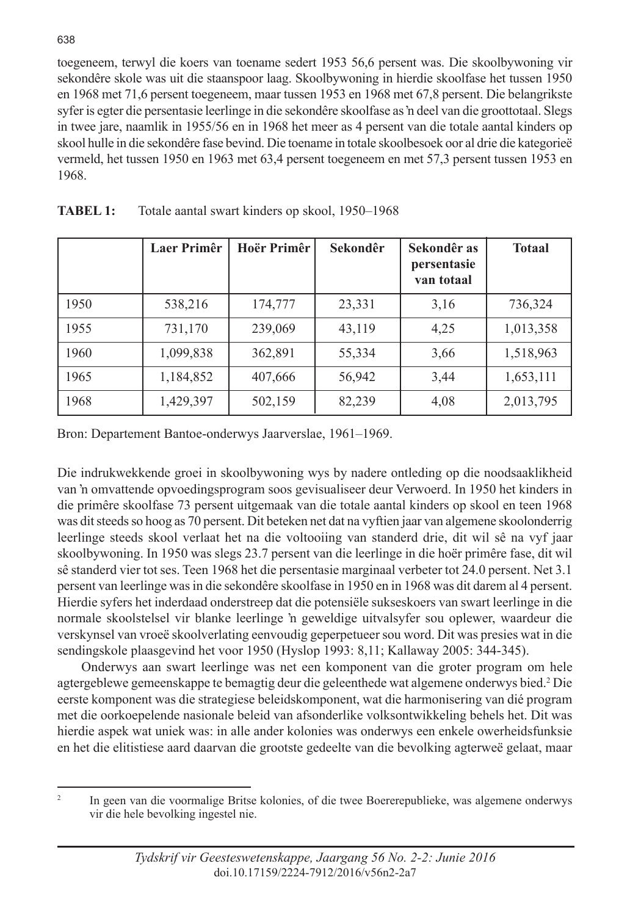toegeneem, terwyl die koers van toename sedert 1953 56,6 persent was. Die skoolbywoning vir sekondêre skole was uit die staanspoor laag. Skoolbywoning in hierdie skoolfase het tussen 1950 en 1968 met 71,6 persent toegeneem, maar tussen 1953 en 1968 met 67,8 persent. Die belangrikste syfer is egter die persentasie leerlinge in die sekondêre skoolfase as 'n deel van die groottotaal. Slegs in twee jare, naamlik in 1955/56 en in 1968 het meer as 4 persent van die totale aantal kinders op skool hulle in die sekondêre fase bevind. Die toename in totale skoolbesoek oor al drie die kategorieë vermeld, het tussen 1950 en 1963 met 63,4 persent toegeneem en met 57,3 persent tussen 1953 en 1968.

**TABEL 1:** Totale aantal swart kinders op skool, 1950–1968

| | Laer Primêr | Hoër Primêr | Sekondêr | Sekondêr as persentasie van totaal | Totaal |
|---|---|---|---|---|---|
| 1950 | 538,216 | 174,777 | 23,331 | 3,16 | 736,324 |
| 1955 | 731,170 | 239,069 | 43,119 | 4,25 | 1,013,358 |
| 1960 | 1,099,838 | 362,891 | 55,334 | 3,66 | 1,518,963 |
| 1965 | 1,184,852 | 407,666 | 56,942 | 3,44 | 1,653,111 |
| 1968 | 1,429,397 | 502,159 | 82,239 | 4,08 | 2,013,795 |

Bron: Departement Bantoe-onderwys Jaarverslae, 1961–1969.

Die indrukwekkende groei in skoolbywoning wys by nadere ontleding op die noodsaaklikheid van 'n omvattende opvoedingsprogram soos gevisualiseer deur Verwoerd. In 1950 het kinders in die primêre skoolfase 73 persent uitgemaak van die totale aantal kinders op skool en teen 1968 was dit steeds so hoog as 70 persent. Dit beteken net dat na vyftien jaar van algemene skoolonderrig leerlinge steeds skool verlaat het na die voltooiing van standerd drie, dit wil sê na vyf jaar skoolbywoning. In 1950 was slegs 23.7 persent van die leerlinge in die hoër primêre fase, dit wil sê standerd vier tot ses. Teen 1968 het die persentasie marginaal verbeter tot 24.0 persent. Net 3.1 persent van leerlinge was in die sekondêre skoolfase in 1950 en in 1968 was dit darem al 4 persent. Hierdie syfers het inderdaad onderstreep dat die potensiële sukseskoers van swart leerlinge in die normale skoolstelsel vir blanke leerlinge 'n geweldige uitvalsyfer sou oplewer, waardeur die verskynsel van vroeë skoolverlating eenvoudig geperpetueer sou word. Dit was presies wat in die sendingskole plaasgevind het voor 1950 (Hyslop 1993: 8,11; Kallaway 2005: 344-345).

Onderwys aan swart leerlinge was net een komponent van die groter program om hele agtergeblewe gemeenskappe te bemagtig deur die geleenthede wat algemene onderwys bied.[2] Die eerste komponent was die strategiese beleidskomponent, wat die harmonisering van dié program met die oorkoepelende nasionale beleid van afsonderlike volksontwikkeling behels het. Dit was hierdie aspek wat uniek was: in alle ander kolonies was onderwys een enkele owerheidsfunksie en het die elitistiese aard daarvan die grootste gedeelte van die bevolking agterweë gelaat, maar

---

[2] In geen van die voormalige Britse kolonies, of die twee Boererepublieke, was algemene onderwys vir die hele bevolking ingestel nie.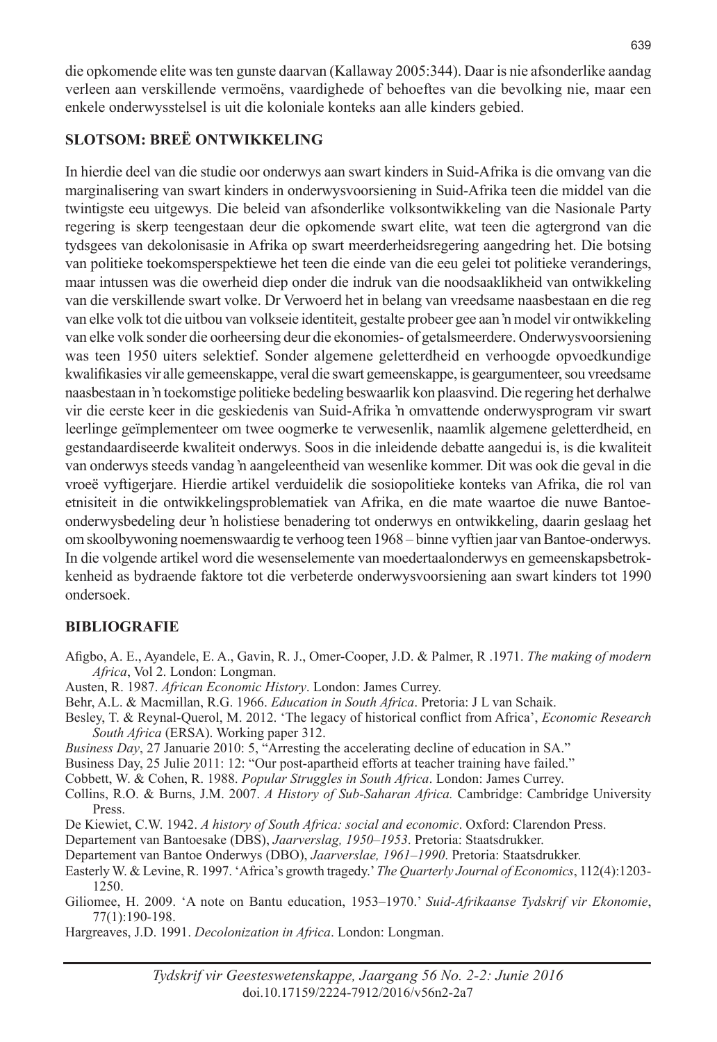die opkomende elite was ten gunste daarvan (Kallaway 2005:344). Daar is nie afsonderlike aandag verleen aan verskillende vermoëns, vaardighede of behoeftes van die bevolking nie, maar een enkele onderwysstelsel is uit die koloniale konteks aan alle kinders gebied.

## SLOTSOM: BREË ONTWIKKELING

In hierdie deel van die studie oor onderwys aan swart kinders in Suid-Afrika is die omvang van die marginalisering van swart kinders in onderwysvoorsiening in Suid-Afrika teen die middel van die twintigste eeu uitgewys. Die beleid van afsonderlike volksontwikkeling van die Nasionale Party regering is skerp teengestaan deur die opkomende swart elite, wat teen die agtergrond van die tydsgees van dekolonisasie in Afrika op swart meerderheidsregering aangedring het. Die botsing van politieke toekomsperspektiewe het teen die einde van die eeu gelei tot politieke veranderings, maar intussen was die owerheid diep onder die indruk van die noodsaaklikheid van ontwikkeling van die verskillende swart volke. Dr Verwoerd het in belang van vreedsame naasbestaan en die reg van elke volk tot die uitbou van volkseie identiteit, gestalte probeer gee aan 'n model vir ontwikkeling van elke volk sonder die oorheersing deur die ekonomies- of getalsmeerdere. Onderwysvoorsiening was teen 1950 uiters selektief. Sonder algemene geletterdheid en verhoogde opvoedkundige kwalifikasies vir alle gemeenskappe, veral die swart gemeenskappe, is geargumenteer, sou vreedsame naasbestaan in 'n toekomstige politieke bedeling beswaarlik kon plaasvind. Die regering het derhalwe vir die eerste keer in die geskiedenis van Suid-Afrika 'n omvattende onderwysprogram vir swart leerlinge geïmplementeer om twee oogmerke te verwesenlik, naamlik algemene geletterdheid, en gestandaardiseerde kwaliteit onderwys. Soos in die inleidende debatte aangedui is, is die kwaliteit van onderwys steeds vandag 'n aangeleentheid van wesenlike kommer. Dit was ook die geval in die vroeë vyftigerjare. Hierdie artikel verduidelik die sosiopolitieke konteks van Afrika, die rol van etnisiteit in die ontwikkelingsproblematiek van Afrika, en die mate waartoe die nuwe Bantoe-onderwysbedeling deur 'n holistiese benadering tot onderwys en ontwikkeling, daarin geslaag het om skoolbywoning noemenswaardig te verhoog teen 1968 – binne vyftien jaar van Bantoe-onderwys. In die volgende artikel word die wesenselemente van moedertaalonderwys en gemeenskapsbetrokkenheid as bydraende faktore tot die verbeterde onderwysvoorsiening aan swart kinders tot 1990 ondersoek.

## BIBLIOGRAFIE

Afigbo, A. E., Ayandele, E. A., Gavin, R. J., Omer-Cooper, J.D. & Palmer, R .1971. *The making of modern Africa*, Vol 2. London: Longman.

Austen, R. 1987. *African Economic History*. London: James Currey.

Behr, A.L. & Macmillan, R.G. 1966. *Education in South Africa*. Pretoria: J L van Schaik.

Besley, T. & Reynal-Querol, M. 2012. 'The legacy of historical conflict from Africa', *Economic Research South Africa* (ERSA). Working paper 312.

*Business Day*, 27 Januarie 2010: 5, "Arresting the accelerating decline of education in SA."

Business Day, 25 Julie 2011: 12: "Our post-apartheid efforts at teacher training have failed."

Cobbett, W. & Cohen, R. 1988. *Popular Struggles in South Africa*. London: James Currey.

Collins, R.O. & Burns, J.M. 2007. *A History of Sub-Saharan Africa.* Cambridge: Cambridge University Press.

De Kiewiet, C.W. 1942. *A history of South Africa: social and economic*. Oxford: Clarendon Press.

Departement van Bantoesake (DBS), *Jaarverslag, 1950–1953*. Pretoria: Staatsdrukker.

Departement van Bantoe Onderwys (DBO), *Jaarverslae, 1961–1990*. Pretoria: Staatsdrukker.

Easterly W. & Levine, R. 1997. 'Africa's growth tragedy.' *The Quarterly Journal of Economics*, 112(4):1203-1250.

Giliomee, H. 2009. 'A note on Bantu education, 1953–1970.' *Suid-Afrikaanse Tydskrif vir Ekonomie*, 77(1):190-198.

Hargreaves, J.D. 1991. *Decolonization in Africa*. London: Longman.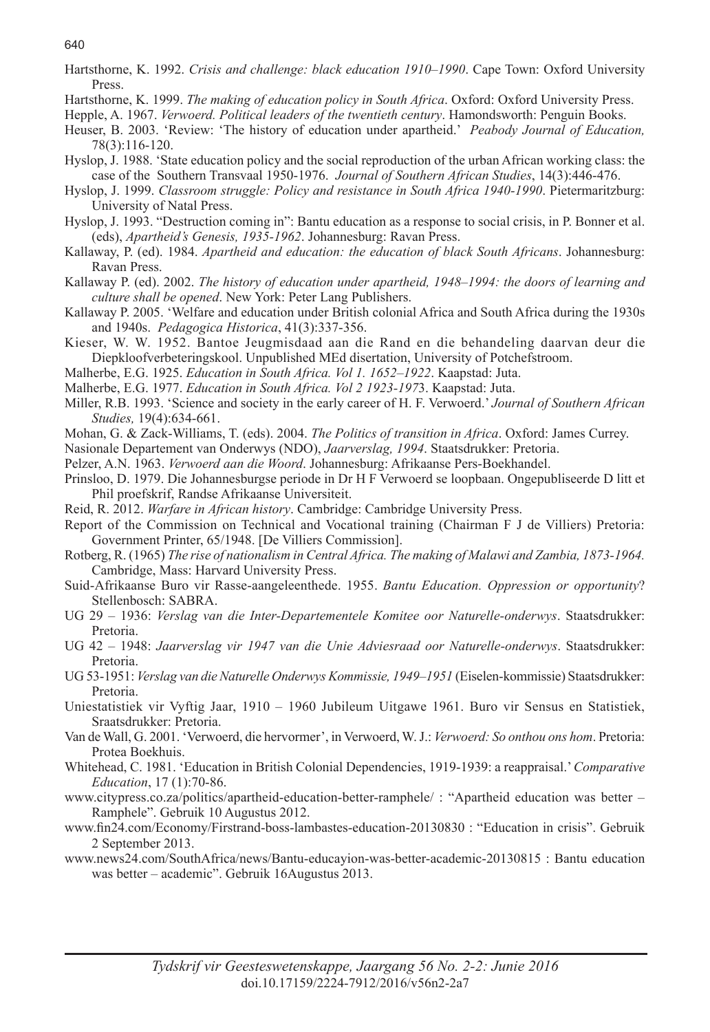Hartsthorne, K. 1992. *Crisis and challenge: black education 1910–1990*. Cape Town: Oxford University Press.

Hartsthorne, K. 1999. *The making of education policy in South Africa*. Oxford: Oxford University Press.

Hepple, A. 1967. *Verwoerd. Political leaders of the twentieth century*. Hamondsworth: Penguin Books.

Heuser, B. 2003. 'Review: 'The history of education under apartheid.' *Peabody Journal of Education,* 78(3):116-120.

Hyslop, J. 1988. 'State education policy and the social reproduction of the urban African working class: the case of the Southern Transvaal 1950-1976. *Journal of Southern African Studies*, 14(3):446-476.

Hyslop, J. 1999. *Classroom struggle: Policy and resistance in South Africa 1940-1990*. Pietermaritzburg: University of Natal Press.

Hyslop, J. 1993. "Destruction coming in": Bantu education as a response to social crisis, in P. Bonner et al. (eds), *Apartheid's Genesis, 1935-1962*. Johannesburg: Ravan Press.

Kallaway, P. (ed). 1984. *Apartheid and education: the education of black South Africans*. Johannesburg: Ravan Press.

Kallaway P. (ed). 2002. *The history of education under apartheid, 1948–1994: the doors of learning and culture shall be opened*. New York: Peter Lang Publishers.

Kallaway P. 2005. 'Welfare and education under British colonial Africa and South Africa during the 1930s and 1940s. *Pedagogica Historica*, 41(3):337-356.

Kieser, W. W. 1952. Bantoe Jeugmisdaad aan die Rand en die behandeling daarvan deur die Diepkloofverbeteringskool. Unpublished MEd disertation, University of Potchefstroom.

Malherbe, E.G. 1925. *Education in South Africa. Vol 1. 1652–1922*. Kaapstad: Juta.

Malherbe, E.G. 1977. *Education in South Africa. Vol 2 1923-197*3. Kaapstad: Juta.

Miller, R.B. 1993. 'Science and society in the early career of H. F. Verwoerd.' *Journal of Southern African Studies,* 19(4):634-661.

Mohan, G. & Zack-Williams, T. (eds). 2004. *The Politics of transition in Africa*. Oxford: James Currey.

Nasionale Departement van Onderwys (NDO), *Jaarverslag, 1994*. Staatsdrukker: Pretoria.

Pelzer, A.N. 1963. *Verwoerd aan die Woord*. Johannesburg: Afrikaanse Pers-Boekhandel.

Prinsloo, D. 1979. Die Johannesburgse periode in Dr H F Verwoerd se loopbaan. Ongepubliseerde D litt et Phil proefskrif, Randse Afrikaanse Universiteit.

Reid, R. 2012. *Warfare in African history*. Cambridge: Cambridge University Press.

Report of the Commission on Technical and Vocational training (Chairman F J de Villiers) Pretoria: Government Printer, 65/1948. [De Villiers Commission].

Rotberg, R. (1965) *The rise of nationalism in Central Africa. The making of Malawi and Zambia, 1873-1964.* Cambridge, Mass: Harvard University Press.

Suid-Afrikaanse Buro vir Rasse-aangeleenthede. 1955. *Bantu Education. Oppression or opportunity*? Stellenbosch: SABRA.

UG 29 – 1936: *Verslag van die Inter-Departementele Komitee oor Naturelle-onderwys*. Staatsdrukker: Pretoria.

UG 42 – 1948: *Jaarverslag vir 1947 van die Unie Adviesraad oor Naturelle-onderwys*. Staatsdrukker: Pretoria.

UG 53-1951: *Verslag van die Naturelle Onderwys Kommissie, 1949–1951* (Eiselen-kommissie) Staatsdrukker: Pretoria.

Uniestatistiek vir Vyftig Jaar, 1910 – 1960 Jubileum Uitgawe 1961. Buro vir Sensus en Statistiek, Sraatsdrukker: Pretoria.

Van de Wall, G. 2001. 'Verwoerd, die hervormer', in Verwoerd, W. J.: *Verwoerd: So onthou ons hom*. Pretoria: Protea Boekhuis.

Whitehead, C. 1981. 'Education in British Colonial Dependencies, 1919-1939: a reappraisal.' *Comparative Education*, 17 (1):70-86.

www.citypress.co.za/politics/apartheid-education-better-ramphele/ : "Apartheid education was better – Ramphele". Gebruik 10 Augustus 2012.

www.fin24.com/Economy/Firstrand-boss-lambastes-education-20130830 : "Education in crisis". Gebruik 2 September 2013.

www.news24.com/SouthAfrica/news/Bantu-educayion-was-better-academic-20130815 : Bantu education was better – academic". Gebruik 16Augustus 2013.